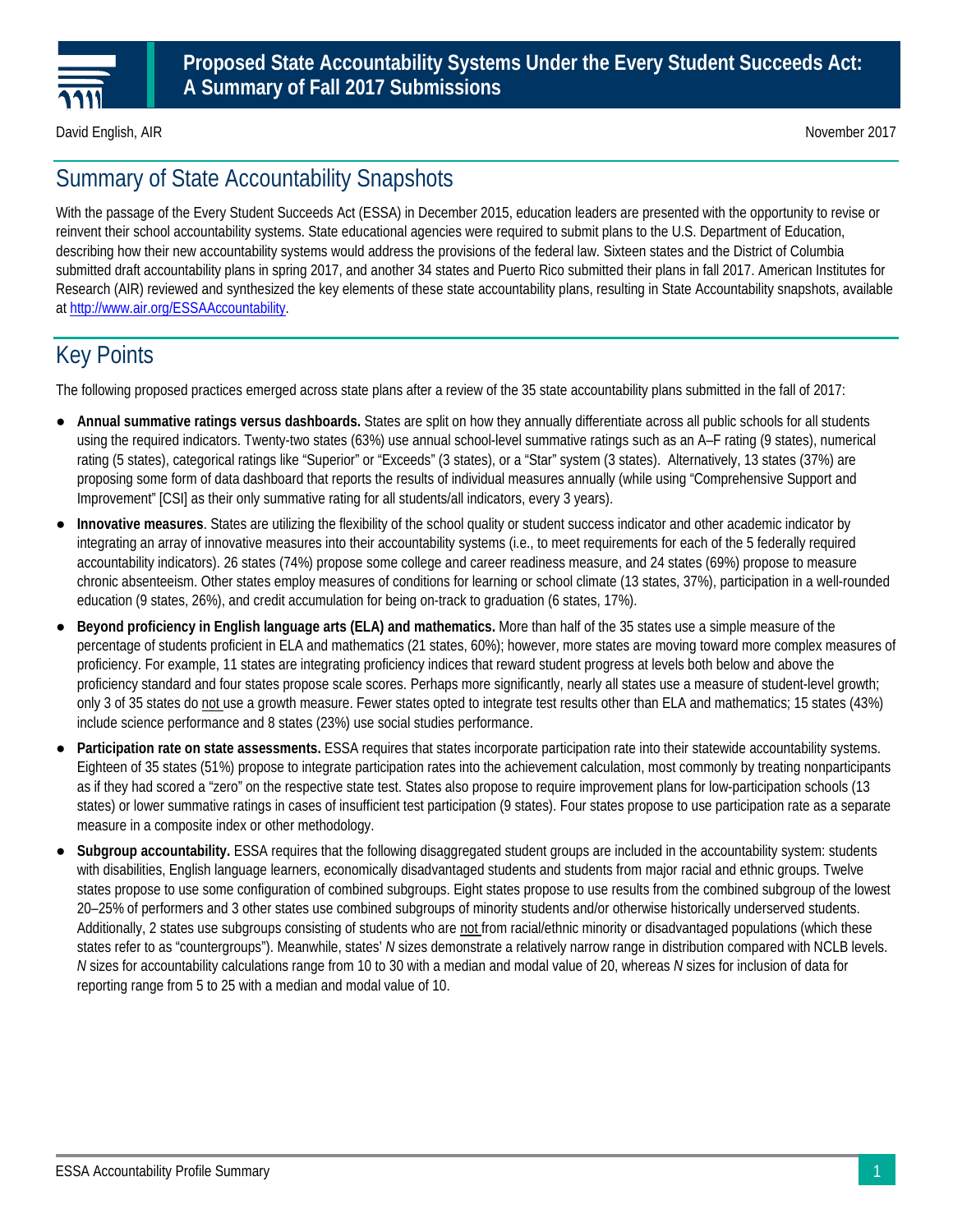# Proposed State Accountability Systems Under the Every Student Succeeds Act: A Summary of Fall 2017 Submissions

David English, AIR

November 2017

## Summary of State Accountability Snapshots

With the passage of the Every Student Succeeds Act (ESSA) in December 2015, education leaders are presented with the opportunity to revise or reinvent their school accountability systems. State educational agencies were required to submit plans to the U.S. Department of Education, describing how their new accountability systems would address the provisions of the federal law. Sixteen states and the District of Columbia submitted draft accountability plans in spring 2017, and another 34 states and Puerto Rico submitted their plans in fall 2017. American Institutes for Research (AIR) reviewed and synthesized the key elements of these state accountability plans, resulting in State Accountability snapshots, available at http://www.air.org/ESSAAccountability.

## Key Points

The following proposed practices emerged across state plans after a review of the 35 state accountability plans submitted in the fall of 2017:

- **Annual summative ratings versus dashboards.** States are split on how they annually differentiate across all public schools for all students using the required indicators. Twenty-two states (63%) use annual school-level summative ratings such as an A–F rating (9 states), numerical rating (5 states), categorical ratings like "Superior" or "Exceeds" (3 states), or a "Star" system (3 states). Alternatively, 13 states (37%) are proposing some form of data dashboard that reports the results of individual measures annually (while using "Comprehensive Support and Improvement" [CSI] as their only summative rating for all students/all indicators, every 3 years).
- **Innovative measures**. States are utilizing the flexibility of the school quality or student success indicator and other academic indicator by integrating an array of innovative measures into their accountability systems (i.e., to meet requirements for each of the 5 federally required accountability indicators). 26 states (74%) propose some college and career readiness measure, and 24 states (69%) propose to measure chronic absenteeism. Other states employ measures of conditions for learning or school climate (13 states, 37%), participation in a well-rounded education (9 states, 26%), and credit accumulation for being on-track to graduation (6 states, 17%).
- **Beyond proficiency in English language arts (ELA) and mathematics.** More than half of the 35 states use a simple measure of the percentage of students proficient in ELA and mathematics (21 states, 60%); however, more states are moving toward more complex measures of proficiency. For example, 11 states are integrating proficiency indices that reward student progress at levels both below and above the proficiency standard and four states propose scale scores. Perhaps more significantly, nearly all states use a measure of student-level growth; only 3 of 35 states do not use a growth measure. Fewer states opted to integrate test results other than ELA and mathematics; 15 states (43%) include science performance and 8 states (23%) use social studies performance.
- **Participation rate on state assessments.** ESSA requires that states incorporate participation rate into their statewide accountability systems. Eighteen of 35 states (51%) propose to integrate participation rates into the achievement calculation, most commonly by treating nonparticipants as if they had scored a "zero" on the respective state test. States also propose to require improvement plans for low-participation schools (13 states) or lower summative ratings in cases of insufficient test participation (9 states). Four states propose to use participation rate as a separate measure in a composite index or other methodology.
- **Subgroup accountability.** ESSA requires that the following disaggregated student groups are included in the accountability system: students with disabilities, English language learners, economically disadvantaged students and students from major racial and ethnic groups. Twelve states propose to use some configuration of combined subgroups. Eight states propose to use results from the combined subgroup of the lowest 20–25% of performers and 3 other states use combined subgroups of minority students and/or otherwise historically underserved students. Additionally, 2 states use subgroups consisting of students who are not from racial/ethnic minority or disadvantaged populations (which these states refer to as "countergroups"). Meanwhile, states' *N* sizes demonstrate a relatively narrow range in distribution compared with NCLB levels. *N* sizes for accountability calculations range from 10 to 30 with a median and modal value of 20, whereas *N* sizes for inclusion of data for reporting range from 5 to 25 with a median and modal value of 10.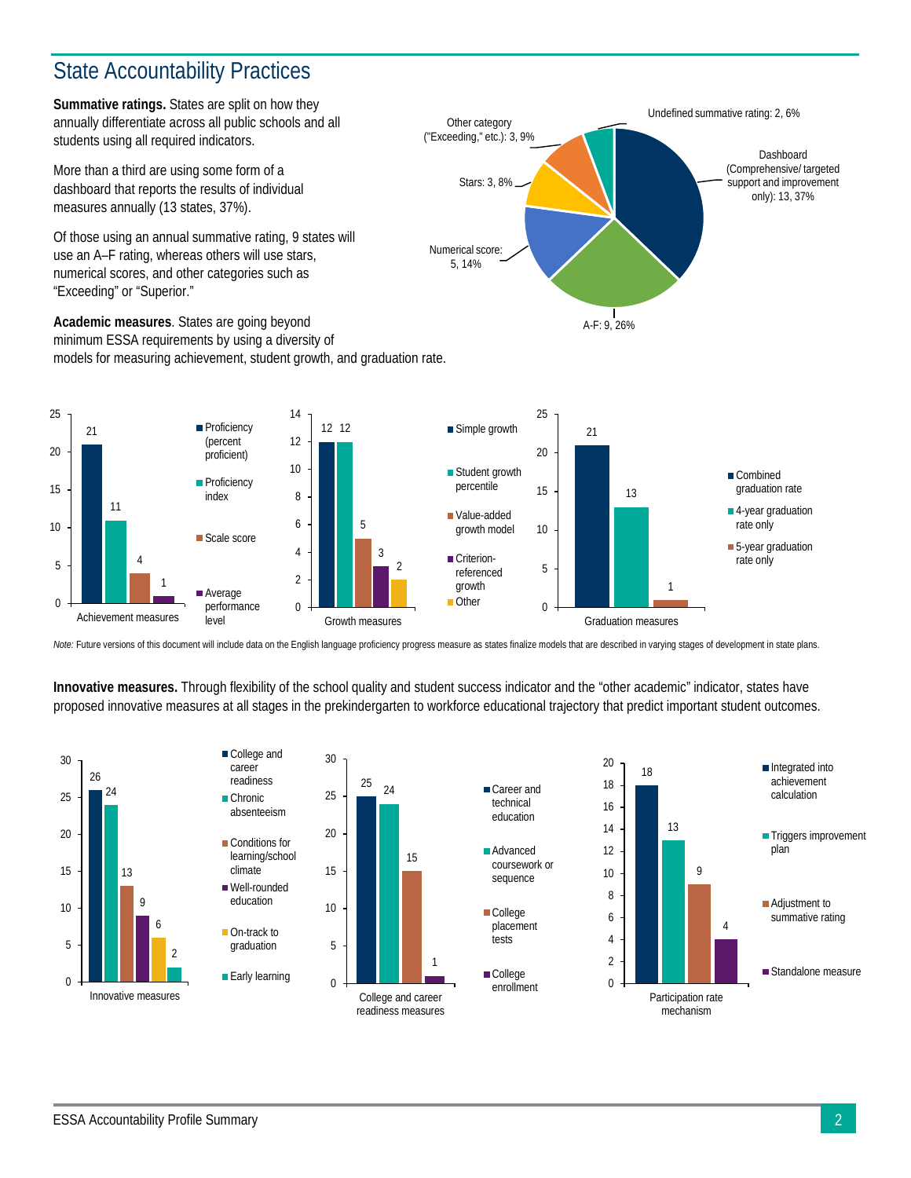# State Accountability Practices

**Summative ratings.** States are split on how they annually differentiate across all public schools and all students using all required indicators.

More than a third are using some form of a dashboard that reports the results of individual measures annually (13 states, 37%).

Of those using an annual summative rating, 9 states will use an A–F rating, whereas others will use stars, numerical scores, and other categories such as "Exceeding" or "Superior."

| Summative rating | States | Percent |
|---|---|---|
| Dashboard (Comprehensive/ targeted support and improvement only) | 13 | 37% |
| A-F | 9 | 26% |
| Numerical score | 5 | 14% |
| Stars | 3 | 8% |
| Other category ("Exceeding," etc.) | 3 | 9% |
| Undefined summative rating | 2 | 6% |

**Academic measures**. States are going beyond minimum ESSA requirements by using a diversity of models for measuring achievement, student growth, and graduation rate.

| Achievement measures | States |
|---|---|
| Proficiency (percent proficient) | 21 |
| Proficiency index | 11 |
| Scale score | 4 |
| Average performance level | 1 |

| Growth measures | States |
|---|---|
| Simple growth | 12 |
| Student growth percentile | 12 |
| Value-added growth model | 5 |
| Criterion-referenced growth | 3 |
| Other | 2 |

| Graduation measures | States |
|---|---|
| Combined graduation rate | 21 |
| 4-year graduation rate only | 13 |
| 5-year graduation rate only | 1 |

*Note:* Future versions of this document will include data on the English language proficiency progress measure as states finalize models that are described in varying stages of development in state plans.

**Innovative measures.** Through flexibility of the school quality and student success indicator and the "other academic" indicator, states have proposed innovative measures at all stages in the prekindergarten to workforce educational trajectory that predict important student outcomes.

| Innovative measures | States |
|---|---|
| College and career readiness | 26 |
| Chronic absenteeism | 24 |
| Conditions for learning/school climate | 13 |
| Well-rounded education | 9 |
| On-track to graduation | 6 |
| Early learning | 2 |

| College and career readiness measures | States |
|---|---|
| Career and technical education | 25 |
| Advanced coursework or sequence | 24 |
| College placement tests | 15 |
| College enrollment | 1 |

| Participation rate mechanism | States |
|---|---|
| Integrated into achievement calculation | 18 |
| Triggers improvement plan | 13 |
| Adjustment to summative rating | 9 |
| Standalone measure | 4 |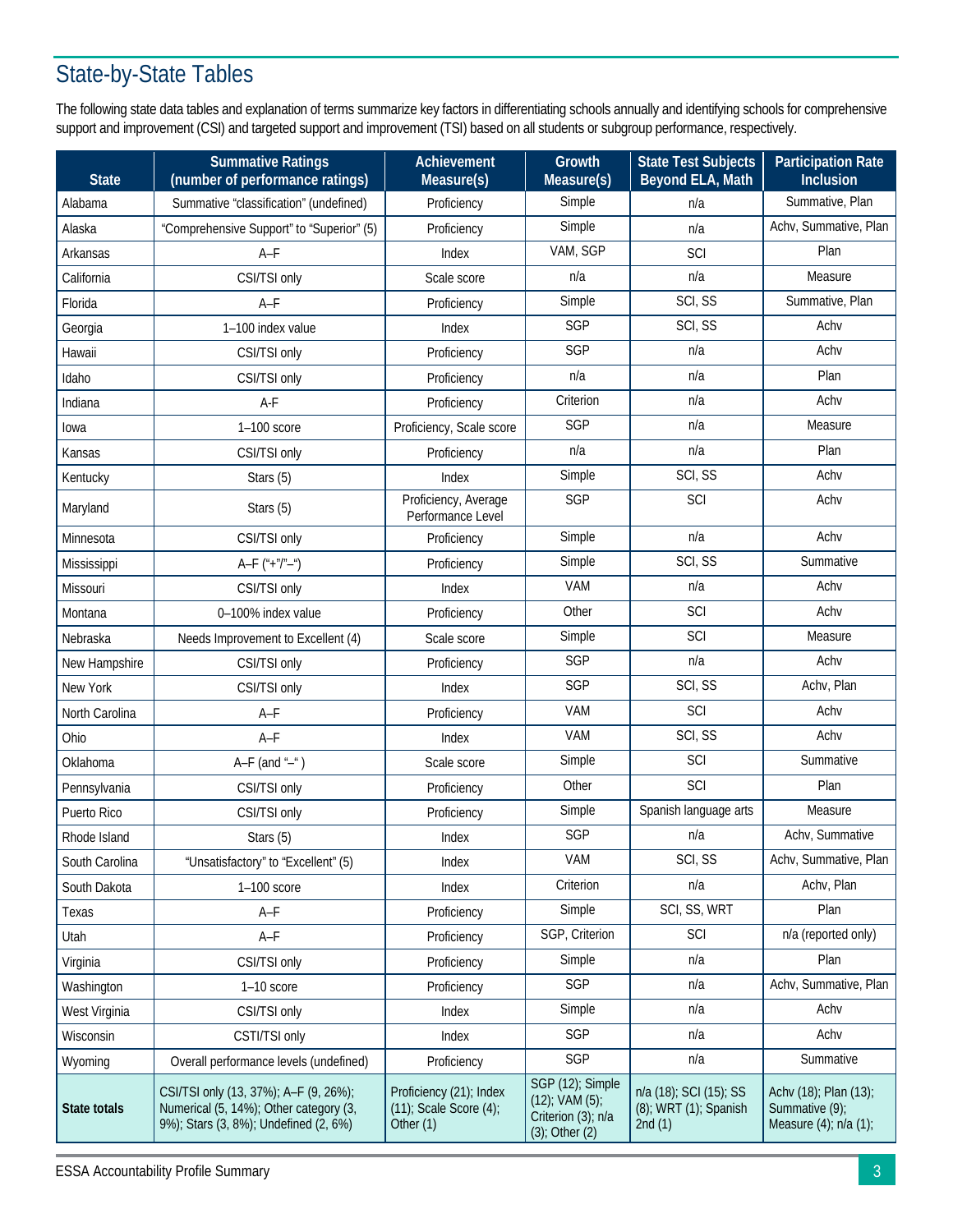## State-by-State Tables

The following state data tables and explanation of terms summarize key factors in differentiating schools annually and identifying schools for comprehensive support and improvement (CSI) and targeted support and improvement (TSI) based on all students or subgroup performance, respectively.

| State | Summative Ratings (number of performance ratings) | Achievement Measure(s) | Growth Measure(s) | State Test Subjects Beyond ELA, Math | Participation Rate Inclusion |
|---|---|---|---|---|---|
| Alabama | Summative “classification” (undefined) | Proficiency | Simple | n/a | Summative, Plan |
| Alaska | “Comprehensive Support” to “Superior” (5) | Proficiency | Simple | n/a | Achv, Summative, Plan |
| Arkansas | A–F | Index | VAM, SGP | SCI | Plan |
| California | CSI/TSI only | Scale score | n/a | n/a | Measure |
| Florida | A–F | Proficiency | Simple | SCI, SS | Summative, Plan |
| Georgia | 1–100 index value | Index | SGP | SCI, SS | Achv |
| Hawaii | CSI/TSI only | Proficiency | SGP | n/a | Achv |
| Idaho | CSI/TSI only | Proficiency | n/a | n/a | Plan |
| Indiana | A-F | Proficiency | Criterion | n/a | Achv |
| Iowa | 1–100 score | Proficiency, Scale score | SGP | n/a | Measure |
| Kansas | CSI/TSI only | Proficiency | n/a | n/a | Plan |
| Kentucky | Stars (5) | Index | Simple | SCI, SS | Achv |
| Maryland | Stars (5) | Proficiency, Average Performance Level | SGP | SCI | Achv |
| Minnesota | CSI/TSI only | Proficiency | Simple | n/a | Achv |
| Mississippi | A–F (“+”/”–“) | Proficiency | Simple | SCI, SS | Summative |
| Missouri | CSI/TSI only | Index | VAM | n/a | Achv |
| Montana | 0–100% index value | Proficiency | Other | SCI | Achv |
| Nebraska | Needs Improvement to Excellent (4) | Scale score | Simple | SCI | Measure |
| New Hampshire | CSI/TSI only | Proficiency | SGP | n/a | Achv |
| New York | CSI/TSI only | Index | SGP | SCI, SS | Achv, Plan |
| North Carolina | A–F | Proficiency | VAM | SCI | Achv |
| Ohio | A–F | Index | VAM | SCI, SS | Achv |
| Oklahoma | A–F (and “–“ ) | Scale score | Simple | SCI | Summative |
| Pennsylvania | CSI/TSI only | Proficiency | Other | SCI | Plan |
| Puerto Rico | CSI/TSI only | Proficiency | Simple | Spanish language arts | Measure |
| Rhode Island | Stars (5) | Index | SGP | n/a | Achv, Summative |
| South Carolina | “Unsatisfactory” to “Excellent” (5) | Index | VAM | SCI, SS | Achv, Summative, Plan |
| South Dakota | 1–100 score | Index | Criterion | n/a | Achv, Plan |
| Texas | A–F | Proficiency | Simple | SCI, SS, WRT | Plan |
| Utah | A–F | Proficiency | SGP, Criterion | SCI | n/a (reported only) |
| Virginia | CSI/TSI only | Proficiency | Simple | n/a | Plan |
| Washington | 1–10 score | Proficiency | SGP | n/a | Achv, Summative, Plan |
| West Virginia | CSI/TSI only | Index | Simple | n/a | Achv |
| Wisconsin | CSTI/TSI only | Index | SGP | n/a | Achv |
| Wyoming | Overall performance levels (undefined) | Proficiency | SGP | n/a | Summative |
| **State totals** | CSI/TSI only (13, 37%); A–F (9, 26%); Numerical (5, 14%); Other category (3, 9%); Stars (3, 8%); Undefined (2, 6%) | Proficiency (21); Index (11); Scale Score (4); Other (1) | SGP (12); Simple (12); VAM (5); Criterion (3); n/a (3); Other (2) | n/a (18); SCI (15); SS (8); WRT (1); Spanish 2nd (1) | Achv (18); Plan (13); Summative (9); Measure (4); n/a (1); |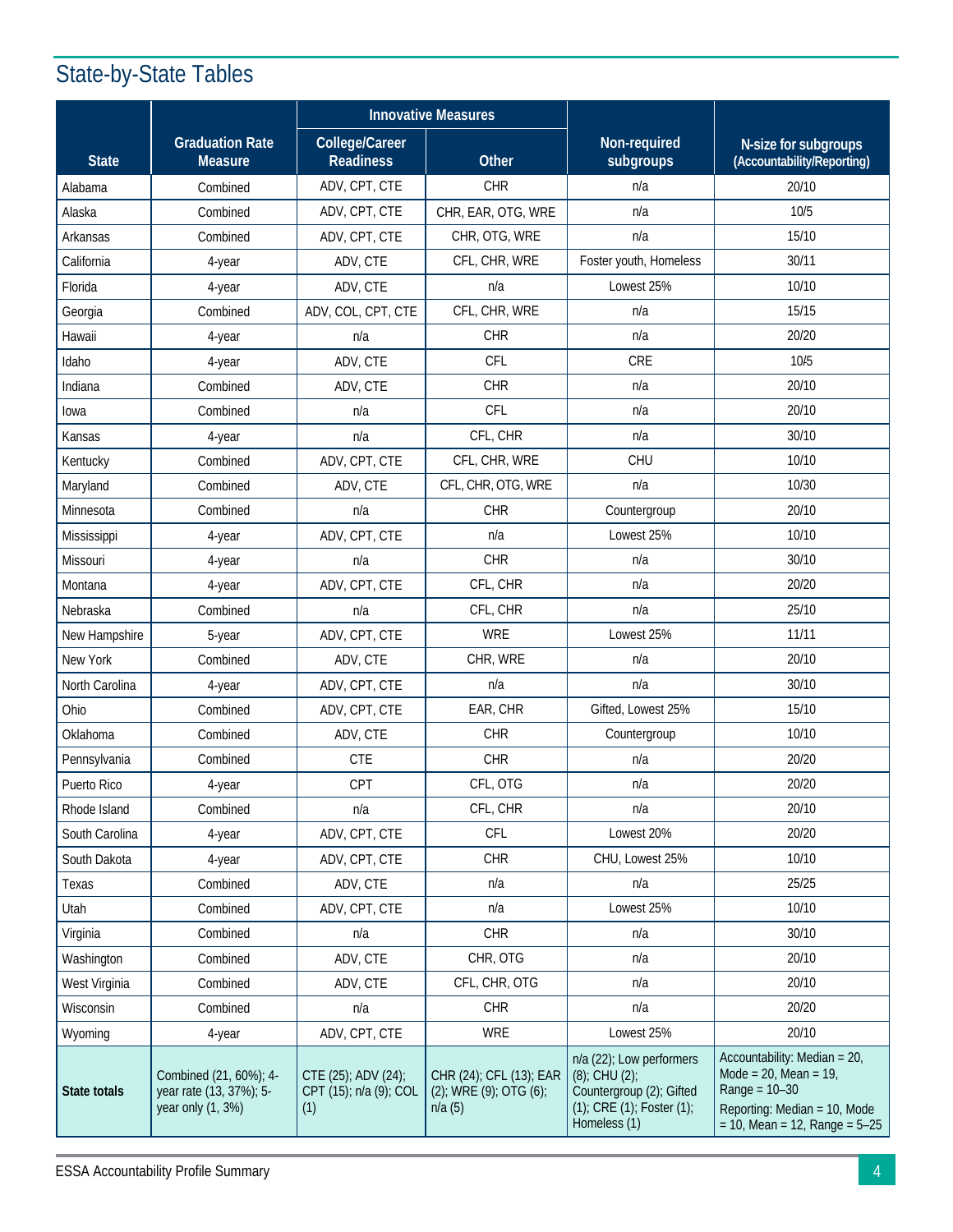## State-by-State Tables

| State | Graduation Rate Measure | Innovative Measures | | Non-required subgroups | N-size for subgroups (Accountability/Reporting) |
|---|---|---|---|---|---|
| | | College/Career Readiness | Other | | |
| Alabama | Combined | ADV, CPT, CTE | CHR | n/a | 20/10 |
| Alaska | Combined | ADV, CPT, CTE | CHR, EAR, OTG, WRE | n/a | 10/5 |
| Arkansas | Combined | ADV, CPT, CTE | CHR, OTG, WRE | n/a | 15/10 |
| California | 4-year | ADV, CTE | CFL, CHR, WRE | Foster youth, Homeless | 30/11 |
| Florida | 4-year | ADV, CTE | n/a | Lowest 25% | 10/10 |
| Georgia | Combined | ADV, COL, CPT, CTE | CFL, CHR, WRE | n/a | 15/15 |
| Hawaii | 4-year | n/a | CHR | n/a | 20/20 |
| Idaho | 4-year | ADV, CTE | CFL | CRE | 10/5 |
| Indiana | Combined | ADV, CTE | CHR | n/a | 20/10 |
| Iowa | Combined | n/a | CFL | n/a | 20/10 |
| Kansas | 4-year | n/a | CFL, CHR | n/a | 30/10 |
| Kentucky | Combined | ADV, CPT, CTE | CFL, CHR, WRE | CHU | 10/10 |
| Maryland | Combined | ADV, CTE | CFL, CHR, OTG, WRE | n/a | 10/30 |
| Minnesota | Combined | n/a | CHR | Countergroup | 20/10 |
| Mississippi | 4-year | ADV, CPT, CTE | n/a | Lowest 25% | 10/10 |
| Missouri | 4-year | n/a | CHR | n/a | 30/10 |
| Montana | 4-year | ADV, CPT, CTE | CFL, CHR | n/a | 20/20 |
| Nebraska | Combined | n/a | CFL, CHR | n/a | 25/10 |
| New Hampshire | 5-year | ADV, CPT, CTE | WRE | Lowest 25% | 11/11 |
| New York | Combined | ADV, CTE | CHR, WRE | n/a | 20/10 |
| North Carolina | 4-year | ADV, CPT, CTE | n/a | n/a | 30/10 |
| Ohio | Combined | ADV, CPT, CTE | EAR, CHR | Gifted, Lowest 25% | 15/10 |
| Oklahoma | Combined | ADV, CTE | CHR | Countergroup | 10/10 |
| Pennsylvania | Combined | CTE | CHR | n/a | 20/20 |
| Puerto Rico | 4-year | CPT | CFL, OTG | n/a | 20/20 |
| Rhode Island | Combined | n/a | CFL, CHR | n/a | 20/10 |
| South Carolina | 4-year | ADV, CPT, CTE | CFL | Lowest 20% | 20/20 |
| South Dakota | 4-year | ADV, CPT, CTE | CHR | CHU, Lowest 25% | 10/10 |
| Texas | Combined | ADV, CTE | n/a | n/a | 25/25 |
| Utah | Combined | ADV, CPT, CTE | n/a | Lowest 25% | 10/10 |
| Virginia | Combined | n/a | CHR | n/a | 30/10 |
| Washington | Combined | ADV, CTE | CHR, OTG | n/a | 20/10 |
| West Virginia | Combined | ADV, CTE | CFL, CHR, OTG | n/a | 20/10 |
| Wisconsin | Combined | n/a | CHR | n/a | 20/20 |
| Wyoming | 4-year | ADV, CPT, CTE | WRE | Lowest 25% | 20/10 |
| **State totals** | Combined (21, 60%); 4-year rate (13, 37%); 5-year only (1, 3%) | CTE (25); ADV (24); CPT (15); n/a (9); COL (1) | CHR (24); CFL (13); EAR (2); WRE (9); OTG (6); n/a (5) | n/a (22); Low performers (8); CHU (2); Countergroup (2); Gifted (1); CRE (1); Foster (1); Homeless (1) | Accountability: Median = 20, Mode = 20, Mean = 19, Range = 10–30<br>Reporting: Median = 10, Mode = 10, Mean = 12, Range = 5–25 |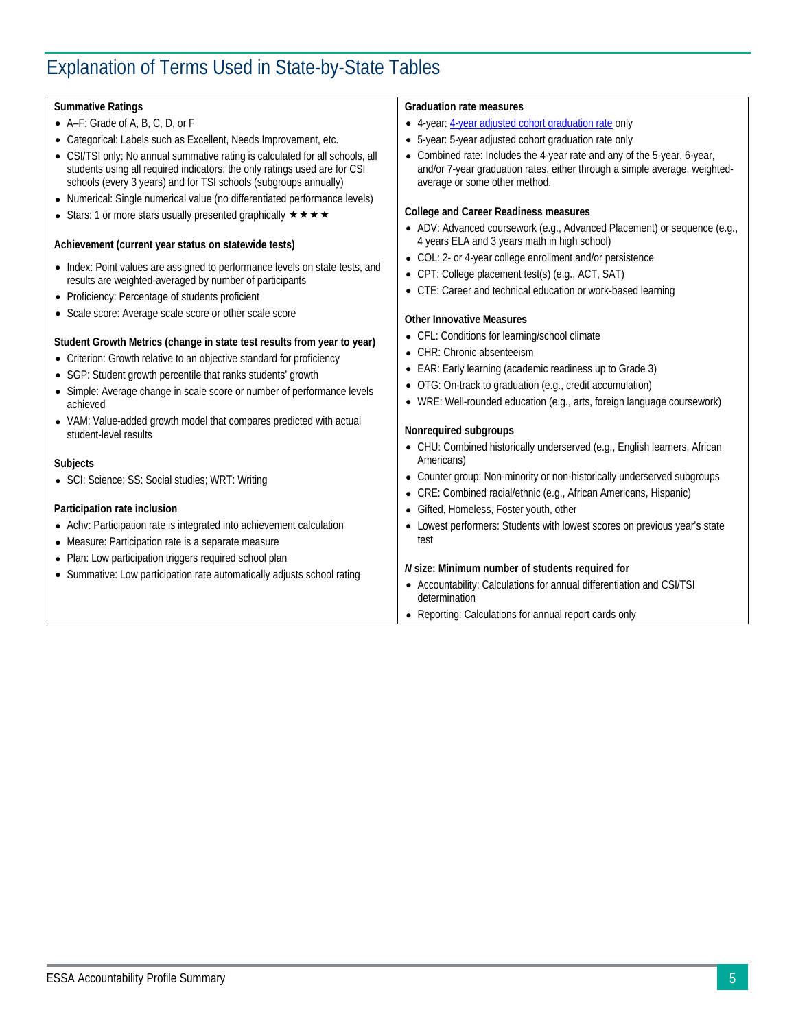# Explanation of Terms Used in State-by-State Tables

**Summative Ratings**

- A–F: Grade of A, B, C, D, or F
- Categorical: Labels such as Excellent, Needs Improvement, etc.
- CSI/TSI only: No annual summative rating is calculated for all schools, all students using all required indicators; the only ratings used are for CSI schools (every 3 years) and for TSI schools (subgroups annually)
- Numerical: Single numerical value (no differentiated performance levels)
- Stars: 1 or more stars usually presented graphically ★★★★

**Achievement (current year status on statewide tests)**

- Index: Point values are assigned to performance levels on state tests, and results are weighted-averaged by number of participants
- Proficiency: Percentage of students proficient
- Scale score: Average scale score or other scale score

**Student Growth Metrics (change in state test results from year to year)**

- Criterion: Growth relative to an objective standard for proficiency
- SGP: Student growth percentile that ranks students' growth
- Simple: Average change in scale score or number of performance levels achieved
- VAM: Value-added growth model that compares predicted with actual student-level results

**Subjects**

- SCI: Science; SS: Social studies; WRT: Writing

**Participation rate inclusion**

- Achv: Participation rate is integrated into achievement calculation
- Measure: Participation rate is a separate measure
- Plan: Low participation triggers required school plan
- Summative: Low participation rate automatically adjusts school rating

**Graduation rate measures**

- 4-year: 4-year adjusted cohort graduation rate only
- 5-year: 5-year adjusted cohort graduation rate only
- Combined rate: Includes the 4-year rate and any of the 5-year, 6-year, and/or 7-year graduation rates, either through a simple average, weighted-average or some other method.

**College and Career Readiness measures**

- ADV: Advanced coursework (e.g., Advanced Placement) or sequence (e.g., 4 years ELA and 3 years math in high school)
- COL: 2- or 4-year college enrollment and/or persistence
- CPT: College placement test(s) (e.g., ACT, SAT)
- CTE: Career and technical education or work-based learning

**Other Innovative Measures**

- CFL: Conditions for learning/school climate
- CHR: Chronic absenteeism
- EAR: Early learning (academic readiness up to Grade 3)
- OTG: On-track to graduation (e.g., credit accumulation)
- WRE: Well-rounded education (e.g., arts, foreign language coursework)

**Nonrequired subgroups**

- CHU: Combined historically underserved (e.g., English learners, African Americans)
- Counter group: Non-minority or non-historically underserved subgroups
- CRE: Combined racial/ethnic (e.g., African Americans, Hispanic)
- Gifted, Homeless, Foster youth, other
- Lowest performers: Students with lowest scores on previous year's state test

***N* size: Minimum number of students required for**

- Accountability: Calculations for annual differentiation and CSI/TSI determination
- Reporting: Calculations for annual report cards only